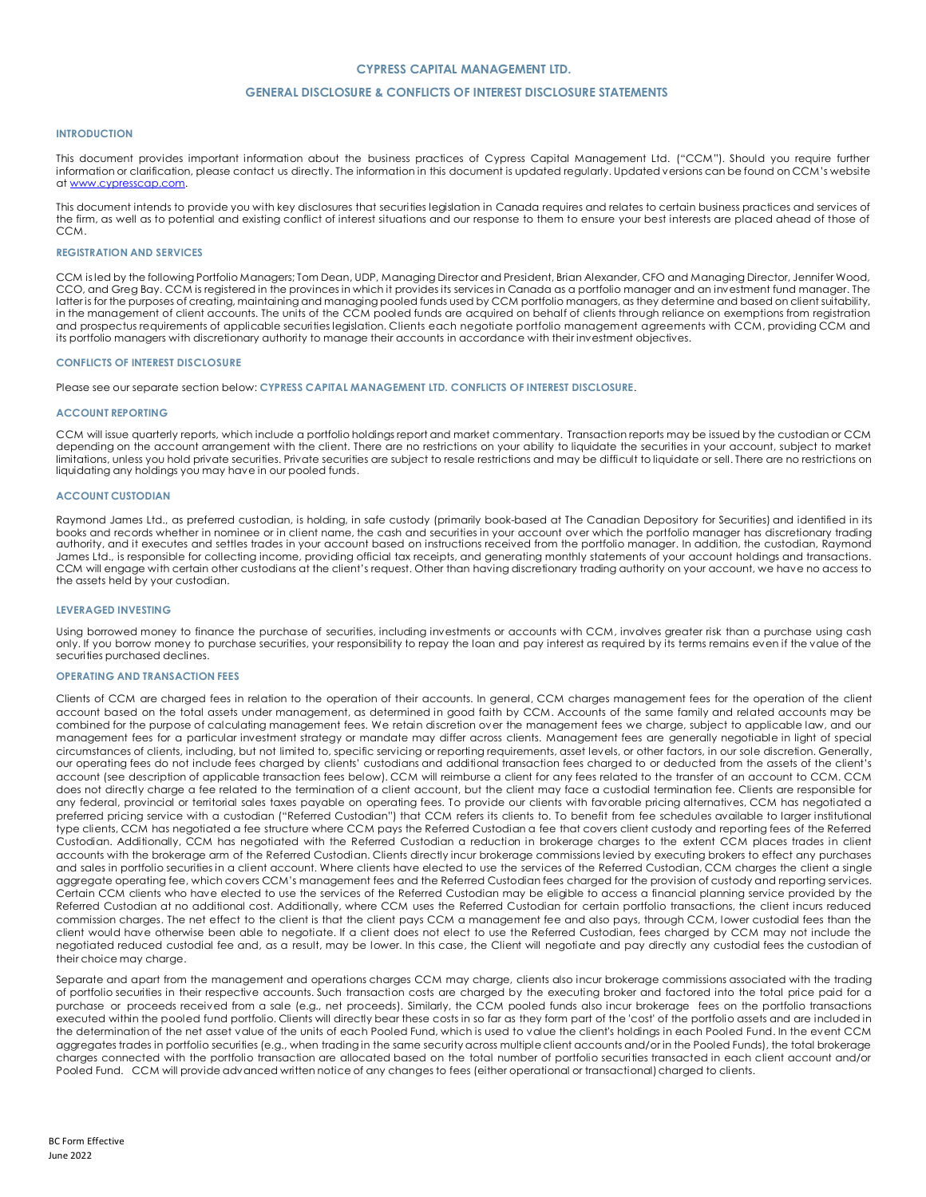# CYPRESS CAPITAL MANAGEMENT LTD.

## GENERAL DISCLOSURE & CONFLICTS OF INTEREST DISCLOSURE STATEMENTS

### INTRODUCTION

This document provides important information about the business practices of Cypress Capital Management Ltd. ("CCM"). Should you require further information or clarification, please contact us directly. The information in this document is updated regularly. Updated versions can be found on CCM's website at www.cypresscap.com.

This document intends to provide you with key disclosures that securities legislation in Canada requires and relates to certain business practices and services of the firm, as well as to potential and existing conflict of interest situations and our response to them to ensure your best interests are placed ahead of those of CCM.

### REGISTRATION AND SERVICES

CCM is led by the following Portfolio Managers; Tom Dean, UDP, Managing Director and President, Brian Alexander, CFO and Managing Director, Jennifer Wood, CCO, and Greg Bay. CCM is registered in the provinces in which it provides its services in Canada as a portfolio manager and an investment fund manager. The latter is for the purposes of creating, maintaining and managing pooled funds used by CCM portfolio managers, as they determine and based on client suitability, in the management of client accounts. The units of the CCM pooled funds are acquired on behalf of clients through reliance on exemptions from registration and prospectus requirements of applicable securities legislation. Clients each negotiate portfolio management agreements with CCM, providing CCM and its portfolio managers with discretionary authority to manage their accounts in accordance with their investment objectives.

### CONFLICTS OF INTEREST DISCLOSURE

Please see our separate section below: **CYPRESS CAPITAL MANAGEMENT LTD. CONFLICTS OF INTEREST DISCLOSURE**.

### ACCOUNT REPORTING

CCM will issue quarterly reports, which include a portfolio holdings report and market commentary. Transaction reports may be issued by the custodian or CCM depending on the account arrangement with the client. There are no restrictions on your ability to liquidate the securities in your account, subject to market limitations, unless you hold private securities. Private securities are subject to resale restrictions and may be difficult to liquidate or sell. There are no restrictions on liquidating any holdings you may have in our pooled funds.

### ACCOUNT CUSTODIAN

Raymond James Ltd., as preferred custodian, is holding, in safe custody (primarily book-based at The Canadian Depository for Securities) and identified in its books and records whether in nominee or in client name, the cash and securities in your account over which the portfolio manager has discretionary trading authority, and it executes and settles trades in your account based on instructions received from the portfolio manager. In addition, the custodian, Raymond James Ltd., is responsible for collecting income, providing official tax receipts, and generating monthly statements of your account holdings and transactions. CCM will engage with certain other custodians at the client's request. Other than having discretionary trading authority on your account, we have no access to the assets held by your custodian.

### LEVERAGED INVESTING

Using borrowed money to finance the purchase of securities, including investments or accounts with CCM, involves greater risk than a purchase using cash only. If you borrow money to purchase securities, your responsibility to repay the loan and pay interest as required by its terms remains even if the value of the securities purchased declines.

### OPERATING AND TRANSACTION FEES

Clients of CCM are charged fees in relation to the operation of their accounts. In general, CCM charges management fees for the operation of the client account based on the total assets under management, as determined in good faith by CCM. Accounts of the same family and related accounts may be combined for the purpose of calculating management fees. We retain discretion over the management fees we charge, subject to applicable law, and our management fees for a particular investment strategy or mandate may differ across clients. Management fees are generally negotiable in light of special circumstances of clients, including, but not limited to, specific servicing or reporting requirements, asset levels, or other factors, in our sole discretion. Generally, our operating fees do not include fees charged by clients' custodians and additional transaction fees charged to or deducted from the assets of the client's account (see description of applicable transaction fees below). CCM will reimburse a client for any fees related to the transfer of an account to CCM. CCM does not directly charge a fee related to the termination of a client account, but the client may face a custodial termination fee. Clients are responsible for any federal, provincial or territorial sales taxes payable on operating fees. To provide our clients with favorable pricing alternatives, CCM has negotiated a preferred pricing service with a custodian ("Referred Custodian") that CCM refers its clients to. To benefit from fee schedules available to larger institutional type clients, CCM has negotiated a fee structure where CCM pays the Referred Custodian a fee that covers client custody and reporting fees of the Referred Custodian. Additionally, CCM has negotiated with the Referred Custodian a reduction in brokerage charges to the extent CCM places trades in client accounts with the brokerage arm of the Referred Custodian. Clients directly incur brokerage commissions levied by executing brokers to effect any purchases and sales in portfolio securities in a client account. Where clients have elected to use the services of the Referred Custodian, CCM charges the client a single aggregate operating fee, which covers CCM's management fees and the Referred Custodian fees charged for the provision of custody and reporting services. Certain CCM clients who have elected to use the services of the Referred Custodian may be eligible to access a financial planning service provided by the Referred Custodian at no additional cost. Additionally, where CCM uses the Referred Custodian for certain portfolio transactions, the client incurs reduced commission charges. The net effect to the client is that the client pays CCM a management fee and also pays, through CCM, lower custodial fees than the client would have otherwise been able to negotiate. If a client does not elect to use the Referred Custodian, fees charged by CCM may not include the negotiated reduced custodial fee and, as a result, may be lower. In this case, the Client will negotiate and pay directly any custodial fees the custodian of their choice may charge.

Separate and apart from the management and operations charges CCM may charge, clients also incur brokerage commissions associated with the trading of portfolio securities in their respective accounts. Such transaction costs are charged by the executing broker and factored into the total price paid for a purchase or proceeds received from a sale (e.g., net proceeds). Similarly, the CCM pooled funds also incur brokerage fees on the portfolio transactions executed within the pooled fund portfolio. Clients will directly bear these costs in so far as they form part of the 'cost' of the portfolio assets and are included in the determination of the net asset value of the units of each Pooled Fund, which is used to value the client's holdings in each Pooled Fund. In the event CCM aggregates trades in portfolio securities (e.g., when trading in the same security across multiple client accounts and/or in the Pooled Funds), the total brokerage charges connected with the portfolio transaction are allocated based on the total number of portfolio securities transacted in each client account and/or Pooled Fund. CCM will provide advanced written notice of any changes to fees (either operational or transactional) charged to clients.

BC Form Effective
June 2022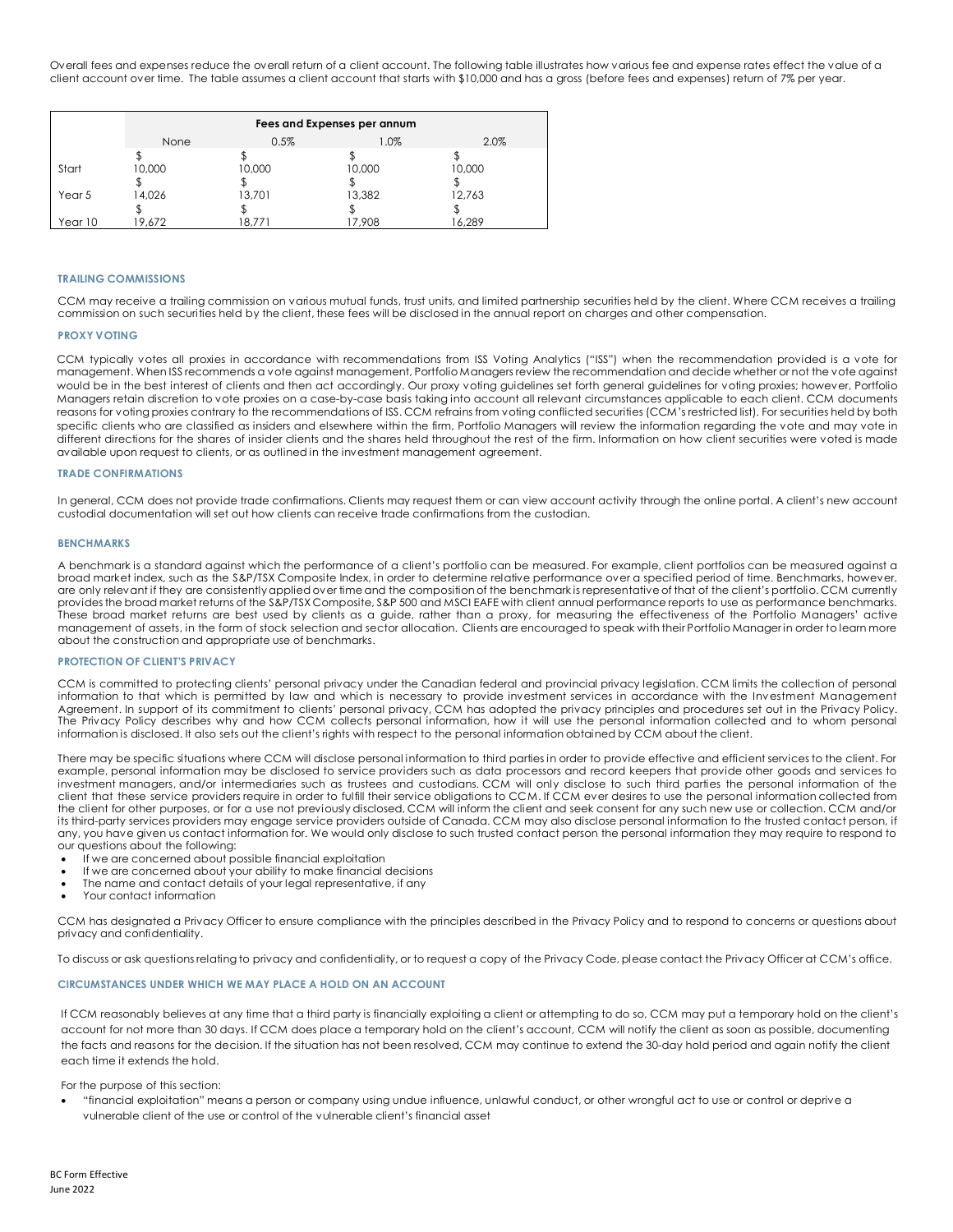Overall fees and expenses reduce the overall return of a client account. The following table illustrates how various fee and expense rates effect the value of a client account over time. The table assumes a client account that starts with $10,000 and has a gross (before fees and expenses) return of 7% per year.

| | Fees and Expenses per annum | | | |
|---|---|---|---|---|
| | None | 0.5% | 1.0% | 2.0% |
| Start | $ 10,000 | $ 10,000 | $ 10,000 | $ 10,000 |
| Year 5 | $ 14,026 | $ 13,701 | $ 13,382 | $ 12,763 |
| Year 10 | $ 19,672 | $ 18,771 | $ 17,908 | $ 16,289 |

### TRAILING COMMISSIONS

CCM may receive a trailing commission on various mutual funds, trust units, and limited partnership securities held by the client. Where CCM receives a trailing commission on such securities held by the client, these fees will be disclosed in the annual report on charges and other compensation.

### PROXY VOTING

CCM typically votes all proxies in accordance with recommendations from ISS Voting Analytics ("ISS") when the recommendation provided is a vote for management. When ISS recommends a vote against management, Portfolio Managers review the recommendation and decide whether or not the vote against would be in the best interest of clients and then act accordingly. Our proxy voting guidelines set forth general guidelines for voting proxies; however, Portfolio Managers retain discretion to vote proxies on a case-by-case basis taking into account all relevant circumstances applicable to each client. CCM documents reasons for voting proxies contrary to the recommendations of ISS. CCM refrains from voting conflicted securities (CCM's restricted list). For securities held by both specific clients who are classified as insiders and elsewhere within the firm, Portfolio Managers will review the information regarding the vote and may vote in different directions for the shares of insider clients and the shares held throughout the rest of the firm. Information on how client securities were voted is made available upon request to clients, or as outlined in the investment management agreement.

### TRADE CONFIRMATIONS

In general, CCM does not provide trade confirmations. Clients may request them or can view account activity through the online portal. A client's new account custodial documentation will set out how clients can receive trade confirmations from the custodian.

### BENCHMARKS

A benchmark is a standard against which the performance of a client's portfolio can be measured. For example, client portfolios can be measured against a broad market index, such as the S&P/TSX Composite Index, in order to determine relative performance over a specified period of time. Benchmarks, however, are only relevant if they are consistently applied over time and the composition of the benchmark is representative of that of the client's portfolio. CCM currently provides the broad market returns of the S&P/TSX Composite, S&P 500 and MSCI EAFE with client annual performance reports to use as performance benchmarks. These broad market returns are best used by clients as a guide, rather than a proxy, for measuring the effectiveness of the Portfolio Managers' active management of assets, in the form of stock selection and sector allocation. Clients are encouraged to speak with their Portfolio Manager in order to learn more about the construction and appropriate use of benchmarks.

### PROTECTION OF CLIENT'S PRIVACY

CCM is committed to protecting clients' personal privacy under the Canadian federal and provincial privacy legislation. CCM limits the collection of personal information to that which is permitted by law and which is necessary to provide investment services in accordance with the Investment Management Agreement. In support of its commitment to clients' personal privacy, CCM has adopted the privacy principles and procedures set out in the Privacy Policy. The Privacy Policy describes why and how CCM collects personal information, how it will use the personal information collected and to whom personal information is disclosed. It also sets out the client's rights with respect to the personal information obtained by CCM about the client.

There may be specific situations where CCM will disclose personal information to third parties in order to provide effective and efficient services to the client. For example, personal information may be disclosed to service providers such as data processors and record keepers that provide other goods and services to investment managers, and/or intermediaries such as trustees and custodians. CCM will only disclose to such third parties the personal information of the client that these service providers require in order to fulfill their service obligations to CCM. If CCM ever desires to use the personal information collected from the client for other purposes, or for a use not previously disclosed, CCM will inform the client and seek consent for any such new use or collection. CCM and/or its third-party services providers may engage service providers outside of Canada. CCM may also disclose personal information to the trusted contact person, if any, you have given us contact information for. We would only disclose to such trusted contact person the personal information they may require to respond to our questions about the following:

- If we are concerned about possible financial exploitation
- If we are concerned about your ability to make financial decisions
- The name and contact details of your legal representative, if any
- Your contact information

CCM has designated a Privacy Officer to ensure compliance with the principles described in the Privacy Policy and to respond to concerns or questions about privacy and confidentiality.

To discuss or ask questions relating to privacy and confidentiality, or to request a copy of the Privacy Code, please contact the Privacy Officer at CCM's office.

### CIRCUMSTANCES UNDER WHICH WE MAY PLACE A HOLD ON AN ACCOUNT

If CCM reasonably believes at any time that a third party is financially exploiting a client or attempting to do so, CCM may put a temporary hold on the client's account for not more than 30 days. If CCM does place a temporary hold on the client's account, CCM will notify the client as soon as possible, documenting the facts and reasons for the decision. If the situation has not been resolved, CCM may continue to extend the 30-day hold period and again notify the client each time it extends the hold.

For the purpose of this section:

- "financial exploitation" means a person or company using undue influence, unlawful conduct, or other wrongful act to use or control or deprive a vulnerable client of the use or control of the vulnerable client's financial asset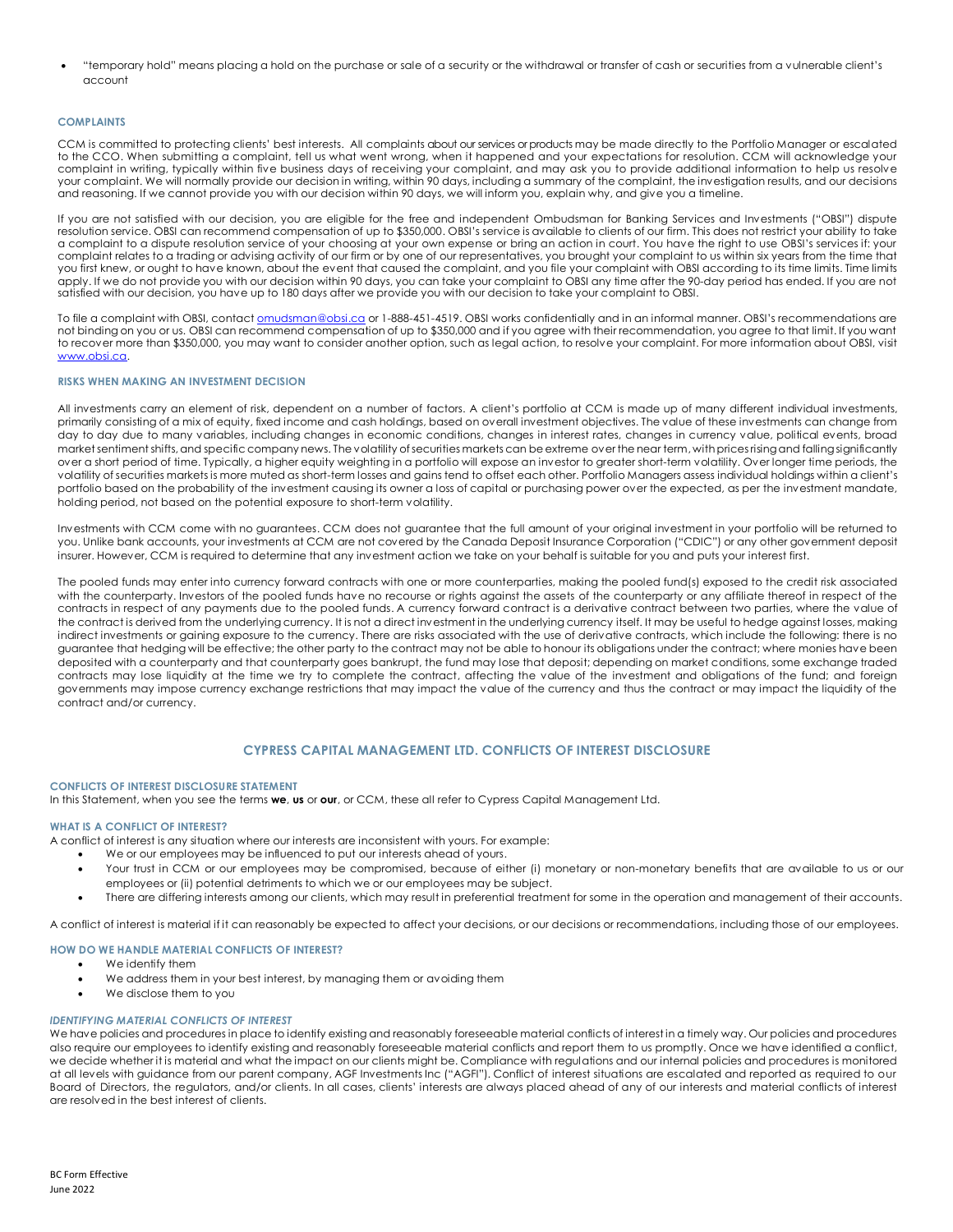- "temporary hold" means placing a hold on the purchase or sale of a security or the withdrawal or transfer of cash or securities from a vulnerable client's account

### COMPLAINTS

CCM is committed to protecting clients' best interests. All complaints about our services or products may be made directly to the Portfolio Manager or escalated to the CCO. When submitting a complaint, tell us what went wrong, when it happened and your expectations for resolution. CCM will acknowledge your complaint in writing, typically within five business days of receiving your complaint, and may ask you to provide additional information to help us resolve your complaint. We will normally provide our decision in writing, within 90 days, including a summary of the complaint, the investigation results, and our decisions and reasoning. If we cannot provide you with our decision within 90 days, we will inform you, explain why, and give you a timeline.

If you are not satisfied with our decision, you are eligible for the free and independent Ombudsman for Banking Services and Investments ("OBSI") dispute resolution service. OBSI can recommend compensation of up to $350,000. OBSI's service is available to clients of our firm. This does not restrict your ability to take a complaint to a dispute resolution service of your choosing at your own expense or bring an action in court. You have the right to use OBSI's services if: your complaint relates to a trading or advising activity of our firm or by one of our representatives, you brought your complaint to us within six years from the time that you first knew, or ought to have known, about the event that caused the complaint, and you file your complaint with OBSI according to its time limits. Time limits apply. If we do not provide you with our decision within 90 days, you can take your complaint to OBSI any time after the 90-day period has ended. If you are not satisfied with our decision, you have up to 180 days after we provide you with our decision to take your complaint to OBSI.

To file a complaint with OBSI, contact omudsman@obsi.ca or 1-888-451-4519. OBSI works confidentially and in an informal manner. OBSI's recommendations are not binding on you or us. OBSI can recommend compensation of up to $350,000 and if you agree with their recommendation, you agree to that limit. If you want to recover more than $350,000, you may want to consider another option, such as legal action, to resolve your complaint. For more information about OBSI, visit www.obsi.ca.

### RISKS WHEN MAKING AN INVESTMENT DECISION

All investments carry an element of risk, dependent on a number of factors. A client's portfolio at CCM is made up of many different individual investments, primarily consisting of a mix of equity, fixed income and cash holdings, based on overall investment objectives. The value of these investments can change from day to day due to many variables, including changes in economic conditions, changes in interest rates, changes in currency value, political events, broad market sentiment shifts, and specific company news. The volatility of securities markets can be extreme over the near term, with prices rising and falling significantly over a short period of time. Typically, a higher equity weighting in a portfolio will expose an investor to greater short-term volatility. Over longer time periods, the volatility of securities markets is more muted as short-term losses and gains tend to offset each other. Portfolio Managers assess individual holdings within a client's portfolio based on the probability of the investment causing its owner a loss of capital or purchasing power over the expected, as per the investment mandate, holding period, not based on the potential exposure to short-term volatility.

Investments with CCM come with no guarantees. CCM does not guarantee that the full amount of your original investment in your portfolio will be returned to you. Unlike bank accounts, your investments at CCM are not covered by the Canada Deposit Insurance Corporation ("CDIC") or any other government deposit insurer. However, CCM is required to determine that any investment action we take on your behalf is suitable for you and puts your interest first.

The pooled funds may enter into currency forward contracts with one or more counterparties, making the pooled fund(s) exposed to the credit risk associated with the counterparty. Investors of the pooled funds have no recourse or rights against the assets of the counterparty or any affiliate thereof in respect of the contracts in respect of any payments due to the pooled funds. A currency forward contract is a derivative contract between two parties, where the value of the contract is derived from the underlying currency. It is not a direct investment in the underlying currency itself. It may be useful to hedge against losses, making indirect investments or gaining exposure to the currency. There are risks associated with the use of derivative contracts, which include the following: there is no guarantee that hedging will be effective; the other party to the contract may not be able to honour its obligations under the contract; where monies have been deposited with a counterparty and that counterparty goes bankrupt, the fund may lose that deposit; depending on market conditions, some exchange traded contracts may lose liquidity at the time we try to complete the contract, affecting the value of the investment and obligations of the fund; and foreign governments may impose currency exchange restrictions that may impact the value of the currency and thus the contract or may impact the liquidity of the contract and/or currency.

## CYPRESS CAPITAL MANAGEMENT LTD. CONFLICTS OF INTEREST DISCLOSURE

### CONFLICTS OF INTEREST DISCLOSURE STATEMENT

In this Statement, when you see the terms **we**, **us** or **our**, or CCM, these all refer to Cypress Capital Management Ltd.

### WHAT IS A CONFLICT OF INTEREST?

A conflict of interest is any situation where our interests are inconsistent with yours. For example:

- We or our employees may be influenced to put our interests ahead of yours.
- Your trust in CCM or our employees may be compromised, because of either (i) monetary or non-monetary benefits that are available to us or our employees or (ii) potential detriments to which we or our employees may be subject.
- There are differing interests among our clients, which may result in preferential treatment for some in the operation and management of their accounts.

A conflict of interest is material if it can reasonably be expected to affect your decisions, or our decisions or recommendations, including those of our employees.

### HOW DO WE HANDLE MATERIAL CONFLICTS OF INTEREST?

- We identify them
- We address them in your best interest, by managing them or avoiding them
- We disclose them to you

#### *IDENTIFYING MATERIAL CONFLICTS OF INTEREST*

We have policies and procedures in place to identify existing and reasonably foreseeable material conflicts of interest in a timely way. Our policies and procedures also require our employees to identify existing and reasonably foreseeable material conflicts and report them to us promptly. Once we have identified a conflict, we decide whether it is material and what the impact on our clients might be. Compliance with regulations and our internal policies and procedures is monitored at all levels with guidance from our parent company, AGF Investments Inc ("AGFI"). Conflict of interest situations are escalated and reported as required to our Board of Directors, the regulators, and/or clients. In all cases, clients' interests are always placed ahead of any of our interests and material conflicts of interest are resolved in the best interest of clients.

BC Form Effective
June 2022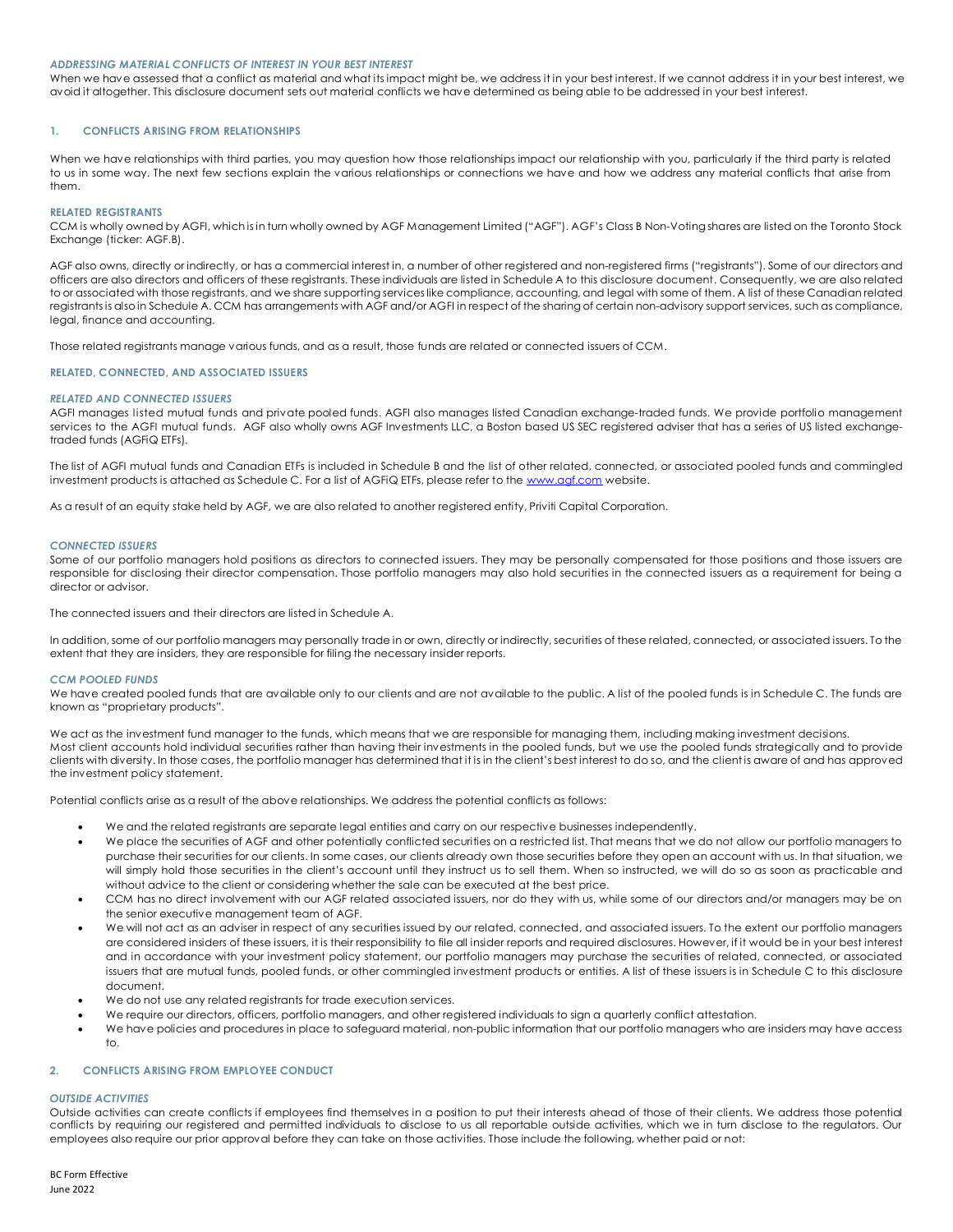*ADDRESSING MATERIAL CONFLICTS OF INTEREST IN YOUR BEST INTEREST*

When we have assessed that a conflict as material and what its impact might be, we address it in your best interest. If we cannot address it in your best interest, we avoid it altogether. This disclosure document sets out material conflicts we have determined as being able to be addressed in your best interest.

## 1. CONFLICTS ARISING FROM RELATIONSHIPS

When we have relationships with third parties, you may question how those relationships impact our relationship with you, particularly if the third party is related to us in some way. The next few sections explain the various relationships or connections we have and how we address any material conflicts that arise from them.

### RELATED REGISTRANTS

CCM is wholly owned by AGFI, which is in turn wholly owned by AGF Management Limited ("AGF"). AGF's Class B Non-Voting shares are listed on the Toronto Stock Exchange (ticker: AGF.B).

AGF also owns, directly or indirectly, or has a commercial interest in, a number of other registered and non-registered firms ("registrants"). Some of our directors and officers are also directors and officers of these registrants. These individuals are listed in Schedule A to this disclosure document. Consequently, we are also related to or associated with those registrants, and we share supporting services like compliance, accounting, and legal with some of them. A list of these Canadian related registrants is also in Schedule A. CCM has arrangements with AGF and/or AGFI in respect of the sharing of certain non-advisory support services, such as compliance, legal, finance and accounting.

Those related registrants manage various funds, and as a result, those funds are related or connected issuers of CCM.

### RELATED, CONNECTED, AND ASSOCIATED ISSUERS

*RELATED AND CONNECTED ISSUERS*

AGFI manages listed mutual funds and private pooled funds. AGFI also manages listed Canadian exchange-traded funds. We provide portfolio management services to the AGFI mutual funds. AGF also wholly owns AGF Investments LLC, a Boston based US SEC registered adviser that has a series of US listed exchange-traded funds (AGFiQ ETFs).

The list of AGFI mutual funds and Canadian ETFs is included in Schedule B and the list of other related, connected, or associated pooled funds and commingled investment products is attached as Schedule C. For a list of AGFiQ ETFs, please refer to the www.agf.com website.

As a result of an equity stake held by AGF, we are also related to another registered entity, Priviti Capital Corporation.

*CONNECTED ISSUERS*

Some of our portfolio managers hold positions as directors to connected issuers. They may be personally compensated for those positions and those issuers are responsible for disclosing their director compensation. Those portfolio managers may also hold securities in the connected issuers as a requirement for being a director or advisor.

The connected issuers and their directors are listed in Schedule A.

In addition, some of our portfolio managers may personally trade in or own, directly or indirectly, securities of these related, connected, or associated issuers. To the extent that they are insiders, they are responsible for filing the necessary insider reports.

*CCM POOLED FUNDS*

We have created pooled funds that are available only to our clients and are not available to the public. A list of the pooled funds is in Schedule C. The funds are known as "proprietary products".

We act as the investment fund manager to the funds, which means that we are responsible for managing them, including making investment decisions.
Most client accounts hold individual securities rather than having their investments in the pooled funds, but we use the pooled funds strategically and to provide clients with diversity. In those cases, the portfolio manager has determined that it is in the client's best interest to do so, and the client is aware of and has approved the investment policy statement.

Potential conflicts arise as a result of the above relationships. We address the potential conflicts as follows:

- We and the related registrants are separate legal entities and carry on our respective businesses independently.
- We place the securities of AGF and other potentially conflicted securities on a restricted list. That means that we do not allow our portfolio managers to purchase their securities for our clients. In some cases, our clients already own those securities before they open an account with us. In that situation, we will simply hold those securities in the client's account until they instruct us to sell them. When so instructed, we will do so as soon as practicable and without advice to the client or considering whether the sale can be executed at the best price.
- CCM has no direct involvement with our AGF related associated issuers, nor do they with us, while some of our directors and/or managers may be on the senior executive management team of AGF.
- We will not act as an adviser in respect of any securities issued by our related, connected, and associated issuers. To the extent our portfolio managers are considered insiders of these issuers, it is their responsibility to file all insider reports and required disclosures. However, if it would be in your best interest and in accordance with your investment policy statement, our portfolio managers may purchase the securities of related, connected, or associated issuers that are mutual funds, pooled funds, or other commingled investment products or entities. A list of these issuers is in Schedule C to this disclosure document.
- We do not use any related registrants for trade execution services.
- We require our directors, officers, portfolio managers, and other registered individuals to sign a quarterly conflict attestation.
- We have policies and procedures in place to safeguard material, non-public information that our portfolio managers who are insiders may have access to.

## 2. CONFLICTS ARISING FROM EMPLOYEE CONDUCT

*OUTSIDE ACTIVITIES*

Outside activities can create conflicts if employees find themselves in a position to put their interests ahead of those of their clients. We address those potential conflicts by requiring our registered and permitted individuals to disclose to us all reportable outside activities, which we in turn disclose to the regulators. Our employees also require our prior approval before they can take on those activities. Those include the following, whether paid or not: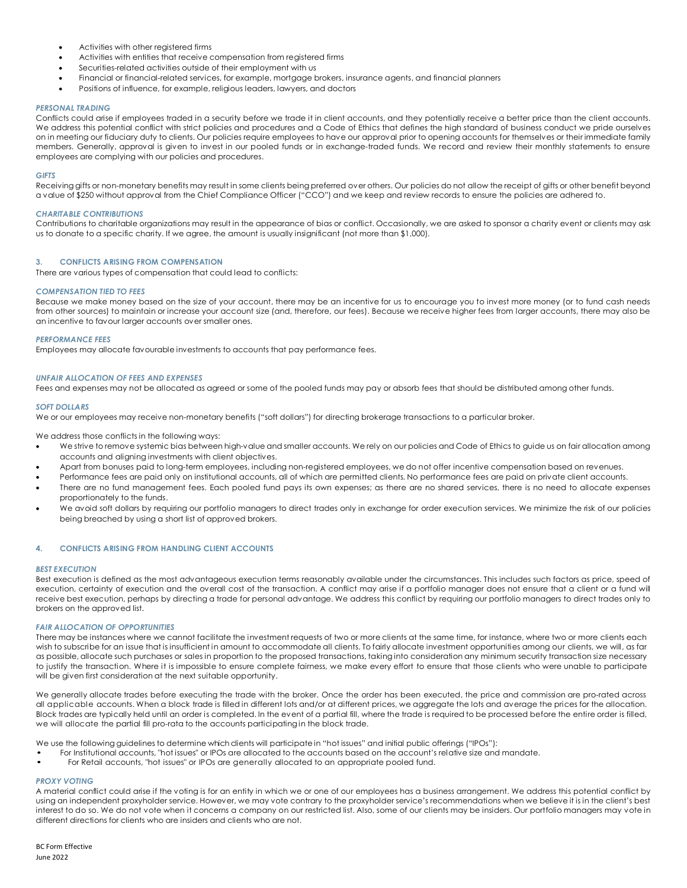- Activities with other registered firms
- Activities with entities that receive compensation from registered firms
- Securities-related activities outside of their employment with us
- Financial or financial-related services, for example, mortgage brokers, insurance agents, and financial planners
- Positions of influence, for example, religious leaders, lawyers, and doctors

#### *PERSONAL TRADING*

Conflicts could arise if employees traded in a security before we trade it in client accounts, and they potentially receive a better price than the client accounts. We address this potential conflict with strict policies and procedures and a Code of Ethics that defines the high standard of business conduct we pride ourselves on in meeting our fiduciary duty to clients. Our policies require employees to have our approval prior to opening accounts for themselves or their immediate family members. Generally, approval is given to invest in our pooled funds or in exchange-traded funds. We record and review their monthly statements to ensure employees are complying with our policies and procedures.

#### *GIFTS*

Receiving gifts or non-monetary benefits may result in some clients being preferred over others. Our policies do not allow the receipt of gifts or other benefit beyond a value of $250 without approval from the Chief Compliance Officer ("CCO") and we keep and review records to ensure the policies are adhered to.

#### *CHARITABLE CONTRIBUTIONS*

Contributions to charitable organizations may result in the appearance of bias or conflict. Occasionally, we are asked to sponsor a charity event or clients may ask us to donate to a specific charity. If we agree, the amount is usually insignificant (not more than $1,000).

### 3. CONFLICTS ARISING FROM COMPENSATION

There are various types of compensation that could lead to conflicts:

#### *COMPENSATION TIED TO FEES*

Because we make money based on the size of your account, there may be an incentive for us to encourage you to invest more money (or to fund cash needs from other sources) to maintain or increase your account size (and, therefore, our fees). Because we receive higher fees from larger accounts, there may also be an incentive to favour larger accounts over smaller ones.

#### *PERFORMANCE FEES*

Employees may allocate favourable investments to accounts that pay performance fees.

#### *UNFAIR ALLOCATION OF FEES AND EXPENSES*

Fees and expenses may not be allocated as agreed or some of the pooled funds may pay or absorb fees that should be distributed among other funds.

#### *SOFT DOLLARS*

We or our employees may receive non-monetary benefits ("soft dollars") for directing brokerage transactions to a particular broker.

We address those conflicts in the following ways:

- We strive to remove systemic bias between high-value and smaller accounts. We rely on our policies and Code of Ethics to guide us on fair allocation among accounts and aligning investments with client objectives.
- Apart from bonuses paid to long-term employees, including non-registered employees, we do not offer incentive compensation based on revenues.
- Performance fees are paid only on institutional accounts, all of which are permitted clients. No performance fees are paid on private client accounts.
- There are no fund management fees. Each pooled fund pays its own expenses; as there are no shared services, there is no need to allocate expenses proportionately to the funds.
- We avoid soft dollars by requiring our portfolio managers to direct trades only in exchange for order execution services. We minimize the risk of our policies being breached by using a short list of approved brokers.

### 4. CONFLICTS ARISING FROM HANDLING CLIENT ACCOUNTS

#### *BEST EXECUTION*

Best execution is defined as the most advantageous execution terms reasonably available under the circumstances. This includes such factors as price, speed of execution, certainty of execution and the overall cost of the transaction. A conflict may arise if a portfolio manager does not ensure that a client or a fund will receive best execution, perhaps by directing a trade for personal advantage. We address this conflict by requiring our portfolio managers to direct trades only to brokers on the approved list.

#### *FAIR ALLOCATION OF OPPORTUNITIES*

There may be instances where we cannot facilitate the investment requests of two or more clients at the same time, for instance, where two or more clients each wish to subscribe for an issue that is insufficient in amount to accommodate all clients. To fairly allocate investment opportunities among our clients, we will, as far as possible, allocate such purchases or sales in proportion to the proposed transactions, taking into consideration any minimum security transaction size necessary to justify the transaction. Where it is impossible to ensure complete fairness, we make every effort to ensure that those clients who were unable to participate will be given first consideration at the next suitable opportunity.

We generally allocate trades before executing the trade with the broker. Once the order has been executed, the price and commission are pro-rated across all applicable accounts. When a block trade is filled in different lots and/or at different prices, we aggregate the lots and average the prices for the allocation. Block trades are typically held until an order is completed. In the event of a partial fill, where the trade is required to be processed before the entire order is filled, we will allocate the partial fill pro-rata to the accounts participating in the block trade.

We use the following guidelines to determine which clients will participate in "hot issues" and initial public offerings ("IPOs"):

- For Institutional accounts, "hot issues" or IPOs are allocated to the accounts based on the account's relative size and mandate.
- For Retail accounts, "hot issues" or IPOs are generally allocated to an appropriate pooled fund.

#### *PROXY VOTING*

A material conflict could arise if the voting is for an entity in which we or one of our employees has a business arrangement. We address this potential conflict by using an independent proxyholder service. However, we may vote contrary to the proxyholder service's recommendations when we believe it is in the client's best interest to do so. We do not vote when it concerns a company on our restricted list. Also, some of our clients may be insiders. Our portfolio managers may vote in different directions for clients who are insiders and clients who are not.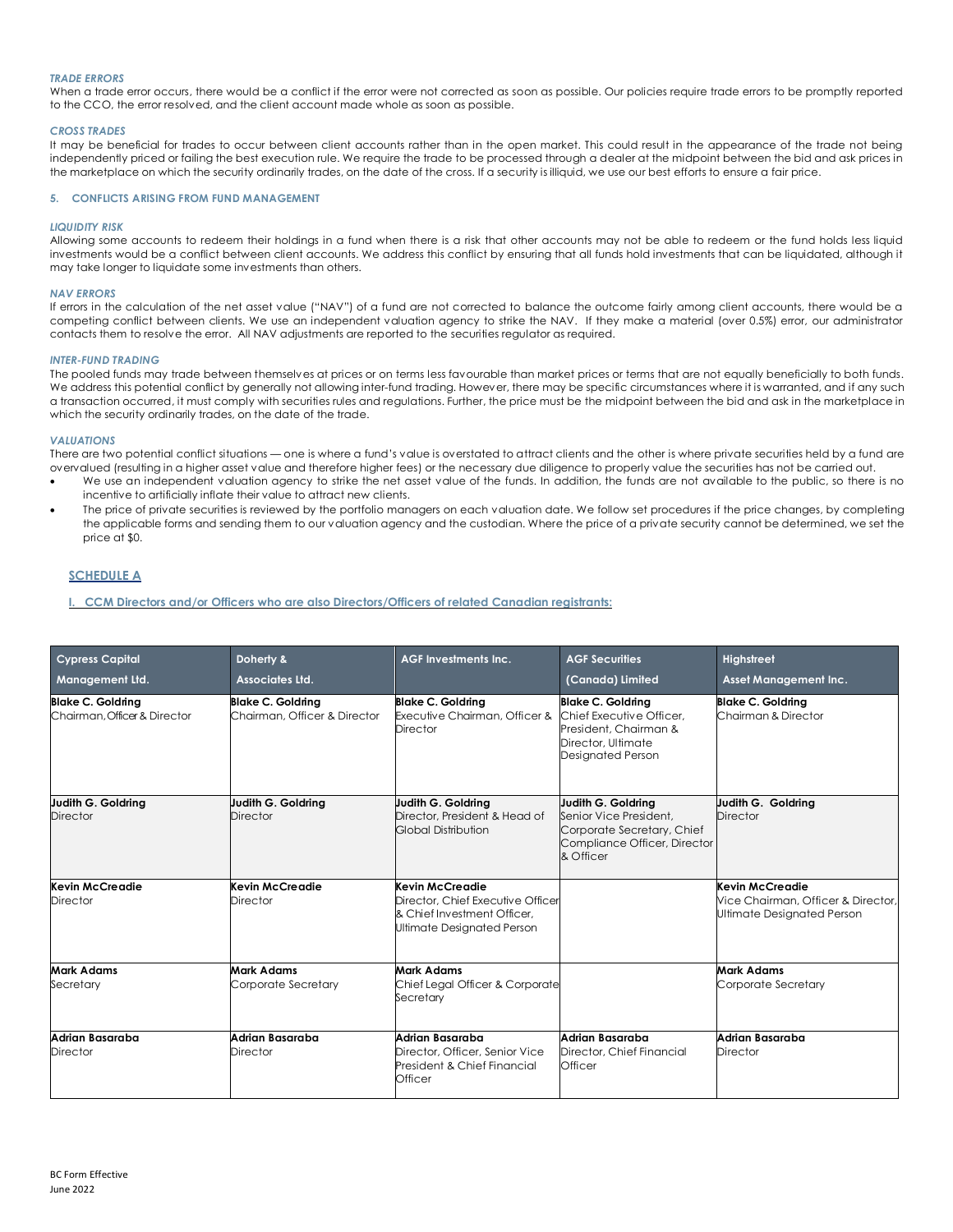#### *TRADE ERRORS*

When a trade error occurs, there would be a conflict if the error were not corrected as soon as possible. Our policies require trade errors to be promptly reported to the CCO, the error resolved, and the client account made whole as soon as possible.

#### *CROSS TRADES*

It may be beneficial for trades to occur between client accounts rather than in the open market. This could result in the appearance of the trade not being independently priced or failing the best execution rule. We require the trade to be processed through a dealer at the midpoint between the bid and ask prices in the marketplace on which the security ordinarily trades, on the date of the cross. If a security is illiquid, we use our best efforts to ensure a fair price.

### 5. CONFLICTS ARISING FROM FUND MANAGEMENT

#### *LIQUIDITY RISK*

Allowing some accounts to redeem their holdings in a fund when there is a risk that other accounts may not be able to redeem or the fund holds less liquid investments would be a conflict between client accounts. We address this conflict by ensuring that all funds hold investments that can be liquidated, although it may take longer to liquidate some investments than others.

#### *NAV ERRORS*

If errors in the calculation of the net asset value ("NAV") of a fund are not corrected to balance the outcome fairly among client accounts, there would be a competing conflict between clients. We use an independent valuation agency to strike the NAV. If they make a material (over 0.5%) error, our administrator contacts them to resolve the error. All NAV adjustments are reported to the securities regulator as required.

#### *INTER-FUND TRADING*

The pooled funds may trade between themselves at prices or on terms less favourable than market prices or terms that are not equally beneficially to both funds. We address this potential conflict by generally not allowing inter-fund trading. However, there may be specific circumstances where it is warranted, and if any such a transaction occurred, it must comply with securities rules and regulations. Further, the price must be the midpoint between the bid and ask in the marketplace in which the security ordinarily trades, on the date of the trade.

#### *VALUATIONS*

There are two potential conflict situations — one is where a fund's value is overstated to attract clients and the other is where private securities held by a fund are overvalued (resulting in a higher asset value and therefore higher fees) or the necessary due diligence to properly value the securities has not be carried out.

- We use an independent valuation agency to strike the net asset value of the funds. In addition, the funds are not available to the public, so there is no incentive to artificially inflate their value to attract new clients.
- The price of private securities is reviewed by the portfolio managers on each valuation date. We follow set procedures if the price changes, by completing the applicable forms and sending them to our valuation agency and the custodian. Where the price of a private security cannot be determined, we set the price at $0.

## SCHEDULE A

### I. CCM Directors and/or Officers who are also Directors/Officers of related Canadian registrants:

| Cypress Capital Management Ltd. | Doherty & Associates Ltd. | AGF Investments Inc. | AGF Securities (Canada) Limited | Highstreet Asset Management Inc. |
|---|---|---|---|---|
| **Blake C. Goldring** Chairman, Officer & Director | **Blake C. Goldring** Chairman, Officer & Director | **Blake C. Goldring** Executive Chairman, Officer & Director | **Blake C. Goldring** Chief Executive Officer, President, Chairman & Director, Ultimate Designated Person | **Blake C. Goldring** Chairman & Director |
| **Judith G. Goldring** Director | **Judith G. Goldring** Director | **Judith G. Goldring** Director, President & Head of Global Distribution | **Judith G. Goldring** Senior Vice President, Corporate Secretary, Chief Compliance Officer, Director & Officer | **Judith G. Goldring** Director |
| **Kevin McCreadie** Director | **Kevin McCreadie** Director | **Kevin McCreadie** Director, Chief Executive Officer & Chief Investment Officer, Ultimate Designated Person | | **Kevin McCreadie** Vice Chairman, Officer & Director, Ultimate Designated Person |
| **Mark Adams** Secretary | **Mark Adams** Corporate Secretary | **Mark Adams** Chief Legal Officer & Corporate Secretary | | **Mark Adams** Corporate Secretary |
| **Adrian Basaraba** Director | **Adrian Basaraba** Director | **Adrian Basaraba** Director, Officer, Senior Vice President & Chief Financial Officer | **Adrian Basaraba** Director, Chief Financial Officer | **Adrian Basaraba** Director |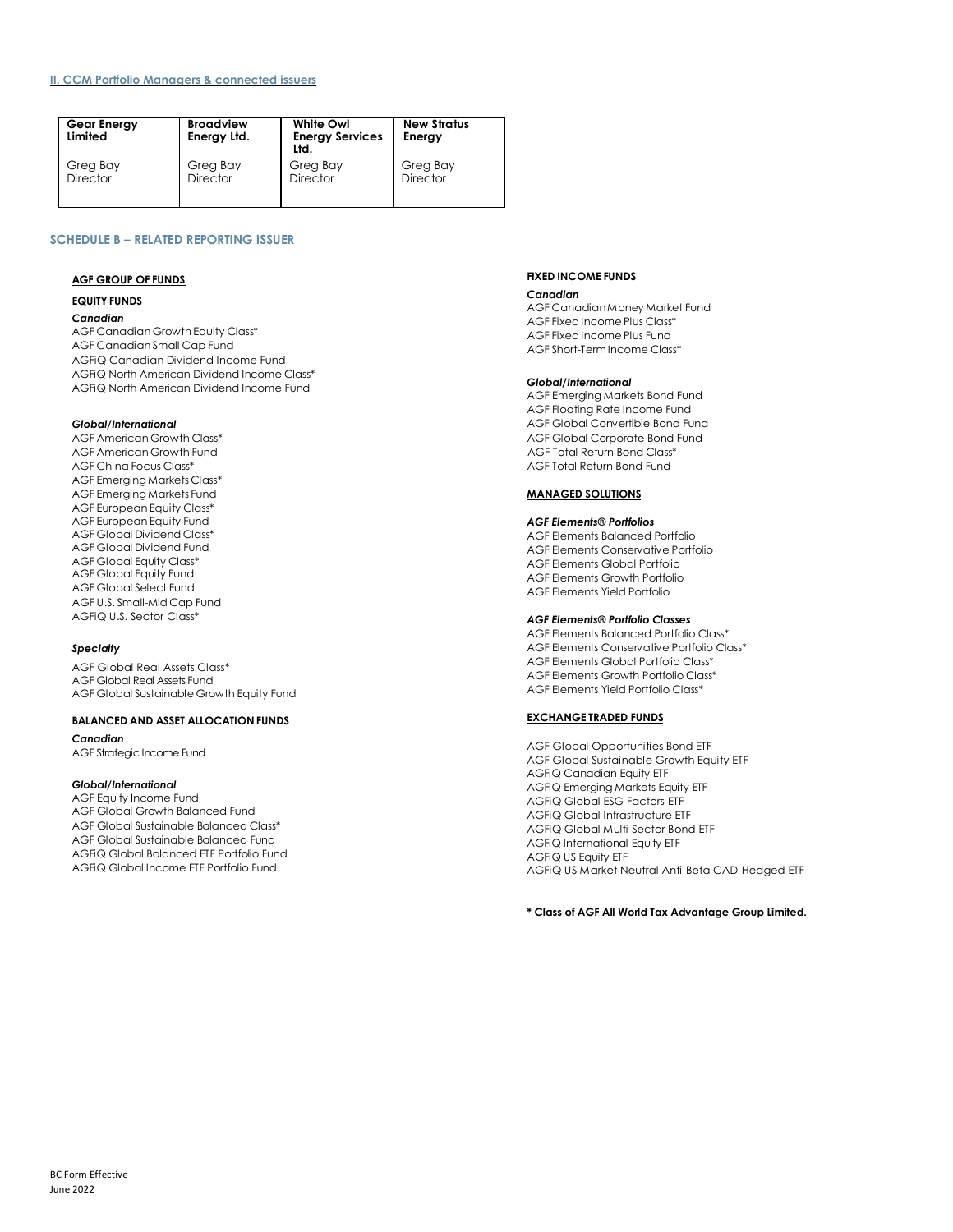**II. CCM Portfolio Managers & connected issuers**

| Gear Energy Limited | Broadview Energy Ltd. | White Owl Energy Services Ltd. | New Stratus Energy |
|---|---|---|---|
| Greg Bay<br>Director | Greg Bay<br>Director | Greg Bay<br>Director | Greg Bay<br>Director |

## SCHEDULE B – RELATED REPORTING ISSUER

### AGF GROUP OF FUNDS

#### EQUITY FUNDS

***Canadian***

AGF Canadian Growth Equity Class*
AGF Canadian Small Cap Fund
AGFiQ Canadian Dividend Income Fund
AGFiQ North American Dividend Income Class*
AGFiQ North American Dividend Income Fund

***Global/International***

AGF American Growth Class*
AGF American Growth Fund
AGF China Focus Class*
AGF Emerging Markets Class*
AGF Emerging Markets Fund
AGF European Equity Class*
AGF European Equity Fund
AGF Global Dividend Class*
AGF Global Dividend Fund
AGF Global Equity Class*
AGF Global Equity Fund
AGF Global Select Fund
AGF U.S. Small-Mid Cap Fund
AGFiQ U.S. Sector Class*

***Specialty***

AGF Global Real Assets Class*
AGF Global Real Assets Fund
AGF Global Sustainable Growth Equity Fund

#### BALANCED AND ASSET ALLOCATION FUNDS

***Canadian***

AGF Strategic Income Fund

***Global/International***

AGF Equity Income Fund
AGF Global Growth Balanced Fund
AGF Global Sustainable Balanced Class*
AGF Global Sustainable Balanced Fund
AGFiQ Global Balanced ETF Portfolio Fund
AGFiQ Global Income ETF Portfolio Fund

#### FIXED INCOME FUNDS

***Canadian***

AGF Canadian Money Market Fund
AGF Fixed Income Plus Class*
AGF Fixed Income Plus Fund
AGF Short-Term Income Class*

***Global/International***

AGF Emerging Markets Bond Fund
AGF Floating Rate Income Fund
AGF Global Convertible Bond Fund
AGF Global Corporate Bond Fund
AGF Total Return Bond Class*
AGF Total Return Bond Fund

### MANAGED SOLUTIONS

***AGF Elements® Portfolios***

AGF Elements Balanced Portfolio
AGF Elements Conservative Portfolio
AGF Elements Global Portfolio
AGF Elements Growth Portfolio
AGF Elements Yield Portfolio

***AGF Elements® Portfolio Classes***

AGF Elements Balanced Portfolio Class*
AGF Elements Conservative Portfolio Class*
AGF Elements Global Portfolio Class*
AGF Elements Growth Portfolio Class*
AGF Elements Yield Portfolio Class*

### EXCHANGE TRADED FUNDS

AGF Global Opportunities Bond ETF
AGF Global Sustainable Growth Equity ETF
AGFiQ Canadian Equity ETF
AGFiQ Emerging Markets Equity ETF
AGFiQ Global ESG Factors ETF
AGFiQ Global Infrastructure ETF
AGFiQ Global Multi-Sector Bond ETF
AGFiQ International Equity ETF
AGFiQ US Equity ETF
AGFiQ US Market Neutral Anti-Beta CAD-Hedged ETF

**\* Class of AGF All World Tax Advantage Group Limited.**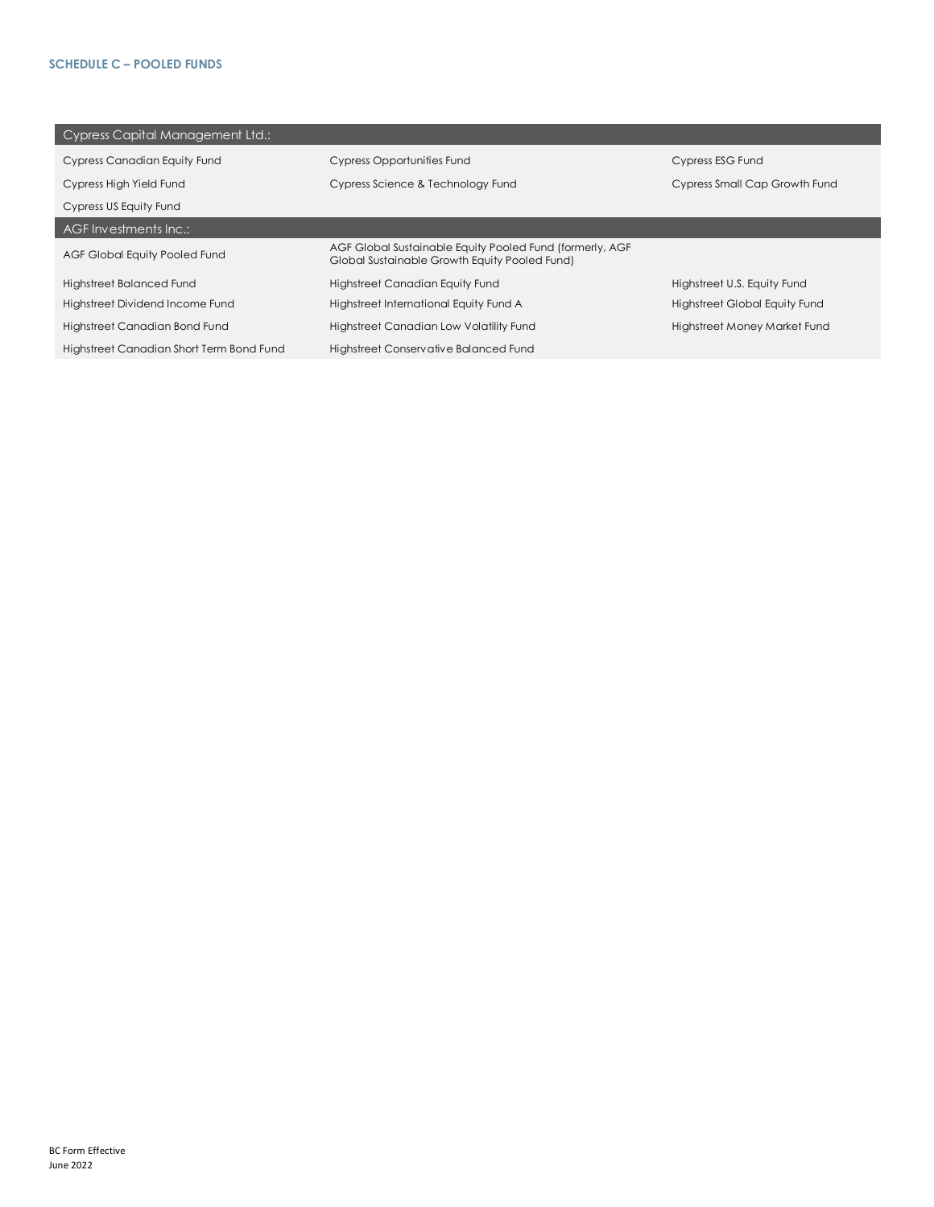## SCHEDULE C – POOLED FUNDS

| | | |
|---|---|---|
| **Cypress Capital Management Ltd.:** | | |
| Cypress Canadian Equity Fund | Cypress Opportunities Fund | Cypress ESG Fund |
| Cypress High Yield Fund | Cypress Science & Technology Fund | Cypress Small Cap Growth Fund |
| Cypress US Equity Fund | | |
| **AGF Investments Inc.:** | | |
| AGF Global Equity Pooled Fund | AGF Global Sustainable Equity Pooled Fund (formerly, AGF Global Sustainable Growth Equity Pooled Fund) | |
| Highstreet Balanced Fund | Highstreet Canadian Equity Fund | Highstreet U.S. Equity Fund |
| Highstreet Dividend Income Fund | Highstreet International Equity Fund A | Highstreet Global Equity Fund |
| Highstreet Canadian Bond Fund | Highstreet Canadian Low Volatility Fund | Highstreet Money Market Fund |
| Highstreet Canadian Short Term Bond Fund | Highstreet Conservative Balanced Fund | |

BC Form Effective
June 2022